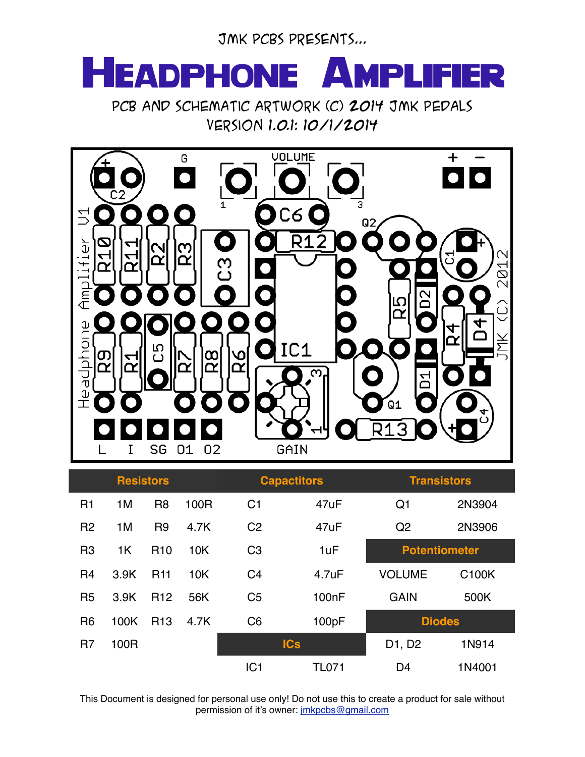JMK PCBS PRESENTS...

# Headphone Amplifier

PCB AND SCHEMATIC ARTWORK (C) 2014 JMK PEDALS

VERSION 1.0.1: 10/1/2014

G

VOLUME

1

3

+ −

C2

C6

R12

Q2

C1

R10 R11 R2 R3 C3

R5 D2

R4 D4

Headphone Amplifier V1

JMK (C) 2012

IC1

R9 R1 C5 R7 R8 R6

Q1

D1

C4

R13

L I SG O1 O2

GAIN

| Resistors | | | | Capactitors | | Transistors | |
|---|---|---|---|---|---|---|---|
| R1 | 1M | R8 | 100R | C1 | 47uF | Q1 | 2N3904 |
| R2 | 1M | R9 | 4.7K | C2 | 47uF | Q2 | 2N3906 |
| R3 | 1K | R10 | 10K | C3 | 1uF | **Potentiometer** | |
| R4 | 3.9K | R11 | 10K | C4 | 4.7uF | VOLUME | C100K |
| R5 | 3.9K | R12 | 56K | C5 | 100nF | GAIN | 500K |
| R6 | 100K | R13 | 4.7K | C6 | 100pF | **Diodes** | |
| R7 | 100R | | | **ICs** | | D1, D2 | 1N914 |
| | | | | IC1 | TL071 | D4 | 1N4001 |

This Document is designed for personal use only! Do not use this to create a product for sale without permission of it's owner: jmkpcbs@gmail.com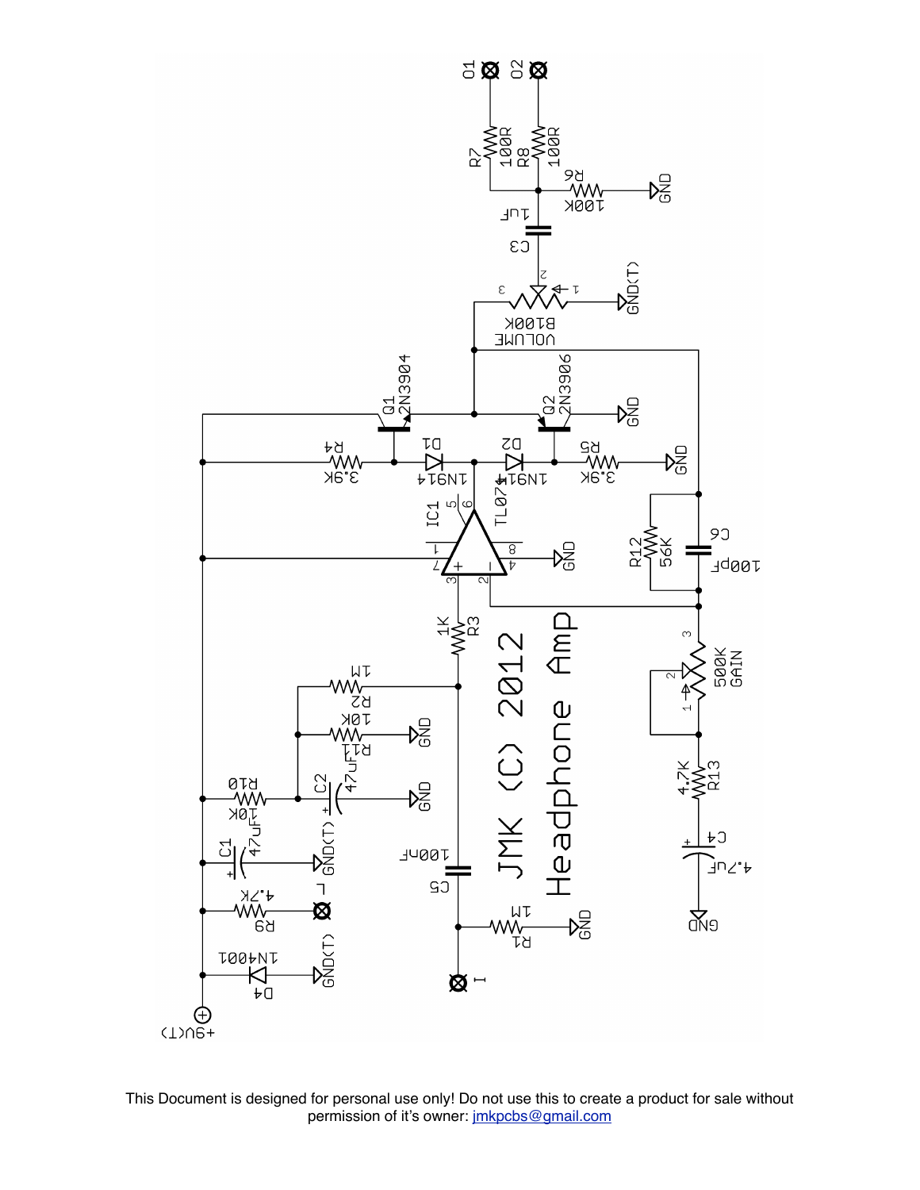JMK (C) 2012

Headphone Amp

This Document is designed for personal use only! Do not use this to create a product for sale without permission of it's owner: jmkpcbs@gmail.com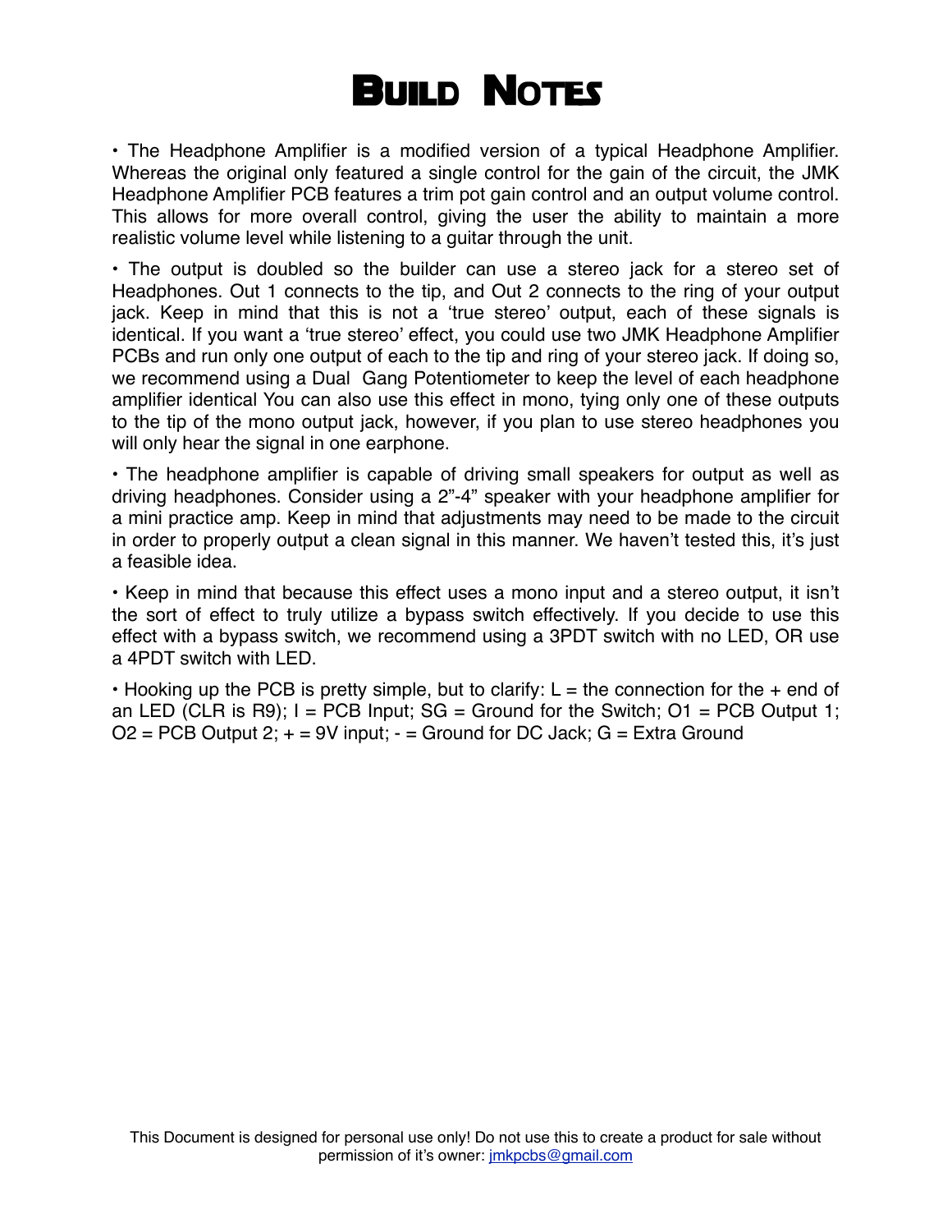# Build Notes

• The Headphone Amplifier is a modified version of a typical Headphone Amplifier. Whereas the original only featured a single control for the gain of the circuit, the JMK Headphone Amplifier PCB features a trim pot gain control and an output volume control. This allows for more overall control, giving the user the ability to maintain a more realistic volume level while listening to a guitar through the unit.

• The output is doubled so the builder can use a stereo jack for a stereo set of Headphones. Out 1 connects to the tip, and Out 2 connects to the ring of your output jack. Keep in mind that this is not a 'true stereo' output, each of these signals is identical. If you want a 'true stereo' effect, you could use two JMK Headphone Amplifier PCBs and run only one output of each to the tip and ring of your stereo jack. If doing so, we recommend using a Dual Gang Potentiometer to keep the level of each headphone amplifier identical You can also use this effect in mono, tying only one of these outputs to the tip of the mono output jack, however, if you plan to use stereo headphones you will only hear the signal in one earphone.

• The headphone amplifier is capable of driving small speakers for output as well as driving headphones. Consider using a 2"-4" speaker with your headphone amplifier for a mini practice amp. Keep in mind that adjustments may need to be made to the circuit in order to properly output a clean signal in this manner. We haven't tested this, it's just a feasible idea.

• Keep in mind that because this effect uses a mono input and a stereo output, it isn't the sort of effect to truly utilize a bypass switch effectively. If you decide to use this effect with a bypass switch, we recommend using a 3PDT switch with no LED, OR use a 4PDT switch with LED.

• Hooking up the PCB is pretty simple, but to clarify: L = the connection for the + end of an LED (CLR is R9); I = PCB Input; SG = Ground for the Switch; O1 = PCB Output 1; O2 = PCB Output 2; + = 9V input; - = Ground for DC Jack; G = Extra Ground

This Document is designed for personal use only! Do not use this to create a product for sale without permission of it's owner: jmkpcbs@gmail.com